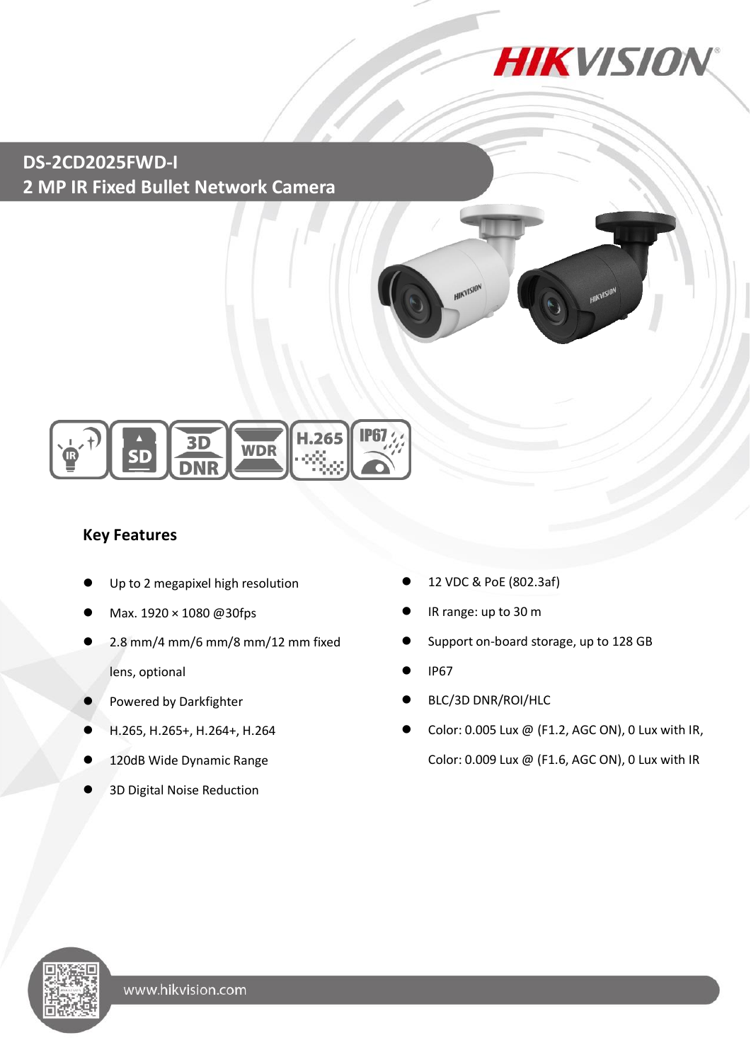# DS-2CD2025FWD-I

## 2 MP IR Fixed Bullet Network Camera

### Key Features

- Up to 2 megapixel high resolution
- Max. 1920 × 1080 @30fps
- 2.8 mm/4 mm/6 mm/8 mm/12 mm fixed lens, optional
- Powered by Darkfighter
- H.265, H.265+, H.264+, H.264
- 120dB Wide Dynamic Range
- 3D Digital Noise Reduction
- 12 VDC & PoE (802.3af)
- IR range: up to 30 m
- Support on-board storage, up to 128 GB
- IP67
- BLC/3D DNR/ROI/HLC
- Color: 0.005 Lux @ (F1.2, AGC ON), 0 Lux with IR, Color: 0.009 Lux @ (F1.6, AGC ON), 0 Lux with IR

www.hikvision.com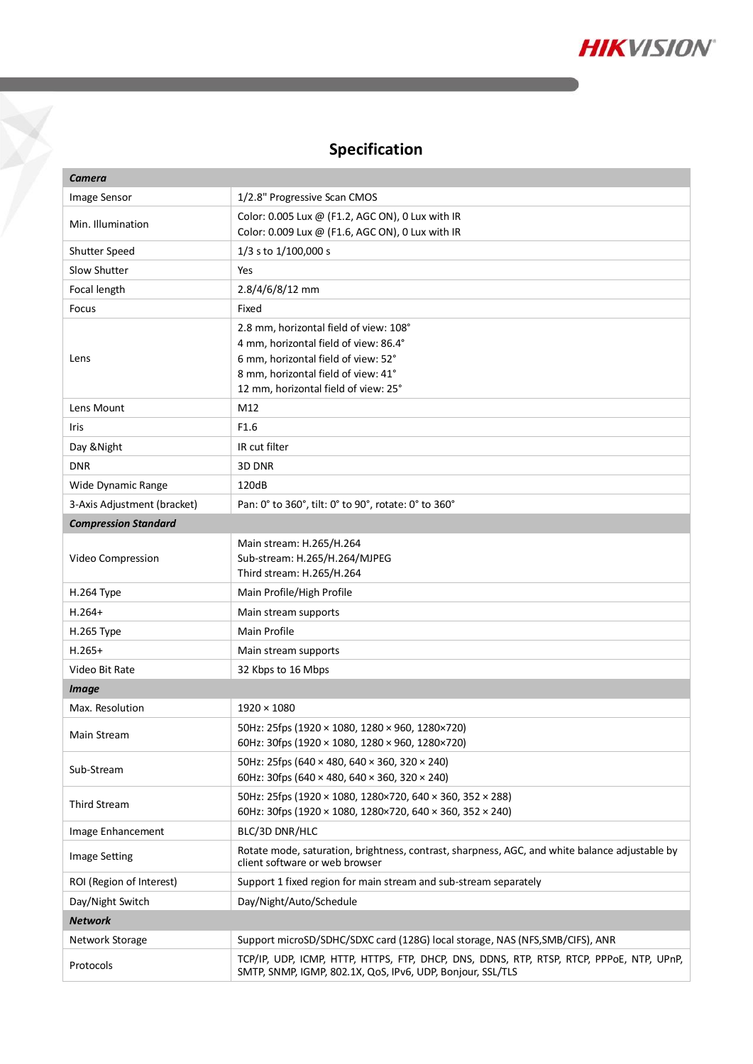# Specification

| ***Camera*** | |
|---|---|
| Image Sensor | 1/2.8" Progressive Scan CMOS |
| Min. Illumination | Color: 0.005 Lux @ (F1.2, AGC ON), 0 Lux with IR<br>Color: 0.009 Lux @ (F1.6, AGC ON), 0 Lux with IR |
| Shutter Speed | 1/3 s to 1/100,000 s |
| Slow Shutter | Yes |
| Focal length | 2.8/4/6/8/12 mm |
| Focus | Fixed |
| Lens | 2.8 mm, horizontal field of view: 108°<br>4 mm, horizontal field of view: 86.4°<br>6 mm, horizontal field of view: 52°<br>8 mm, horizontal field of view: 41°<br>12 mm, horizontal field of view: 25° |
| Lens Mount | M12 |
| Iris | F1.6 |
| Day &Night | IR cut filter |
| DNR | 3D DNR |
| Wide Dynamic Range | 120dB |
| 3-Axis Adjustment (bracket) | Pan: 0° to 360°, tilt: 0° to 90°, rotate: 0° to 360° |
| ***Compression Standard*** | |
| Video Compression | Main stream: H.265/H.264<br>Sub-stream: H.265/H.264/MJPEG<br>Third stream: H.265/H.264 |
| H.264 Type | Main Profile/High Profile |
| H.264+ | Main stream supports |
| H.265 Type | Main Profile |
| H.265+ | Main stream supports |
| Video Bit Rate | 32 Kbps to 16 Mbps |
| ***Image*** | |
| Max. Resolution | 1920 × 1080 |
| Main Stream | 50Hz: 25fps (1920 × 1080, 1280 × 960, 1280×720)<br>60Hz: 30fps (1920 × 1080, 1280 × 960, 1280×720) |
| Sub-Stream | 50Hz: 25fps (640 × 480, 640 × 360, 320 × 240)<br>60Hz: 30fps (640 × 480, 640 × 360, 320 × 240) |
| Third Stream | 50Hz: 25fps (1920 × 1080, 1280×720, 640 × 360, 352 × 288)<br>60Hz: 30fps (1920 × 1080, 1280×720, 640 × 360, 352 × 240) |
| Image Enhancement | BLC/3D DNR/HLC |
| Image Setting | Rotate mode, saturation, brightness, contrast, sharpness, AGC, and white balance adjustable by client software or web browser |
| ROI (Region of Interest) | Support 1 fixed region for main stream and sub-stream separately |
| Day/Night Switch | Day/Night/Auto/Schedule |
| ***Network*** | |
| Network Storage | Support microSD/SDHC/SDXC card (128G) local storage, NAS (NFS,SMB/CIFS), ANR |
| Protocols | TCP/IP, UDP, ICMP, HTTP, HTTPS, FTP, DHCP, DNS, DDNS, RTP, RTSP, RTCP, PPPoE, NTP, UPnP, SMTP, SNMP, IGMP, 802.1X, QoS, IPv6, UDP, Bonjour, SSL/TLS |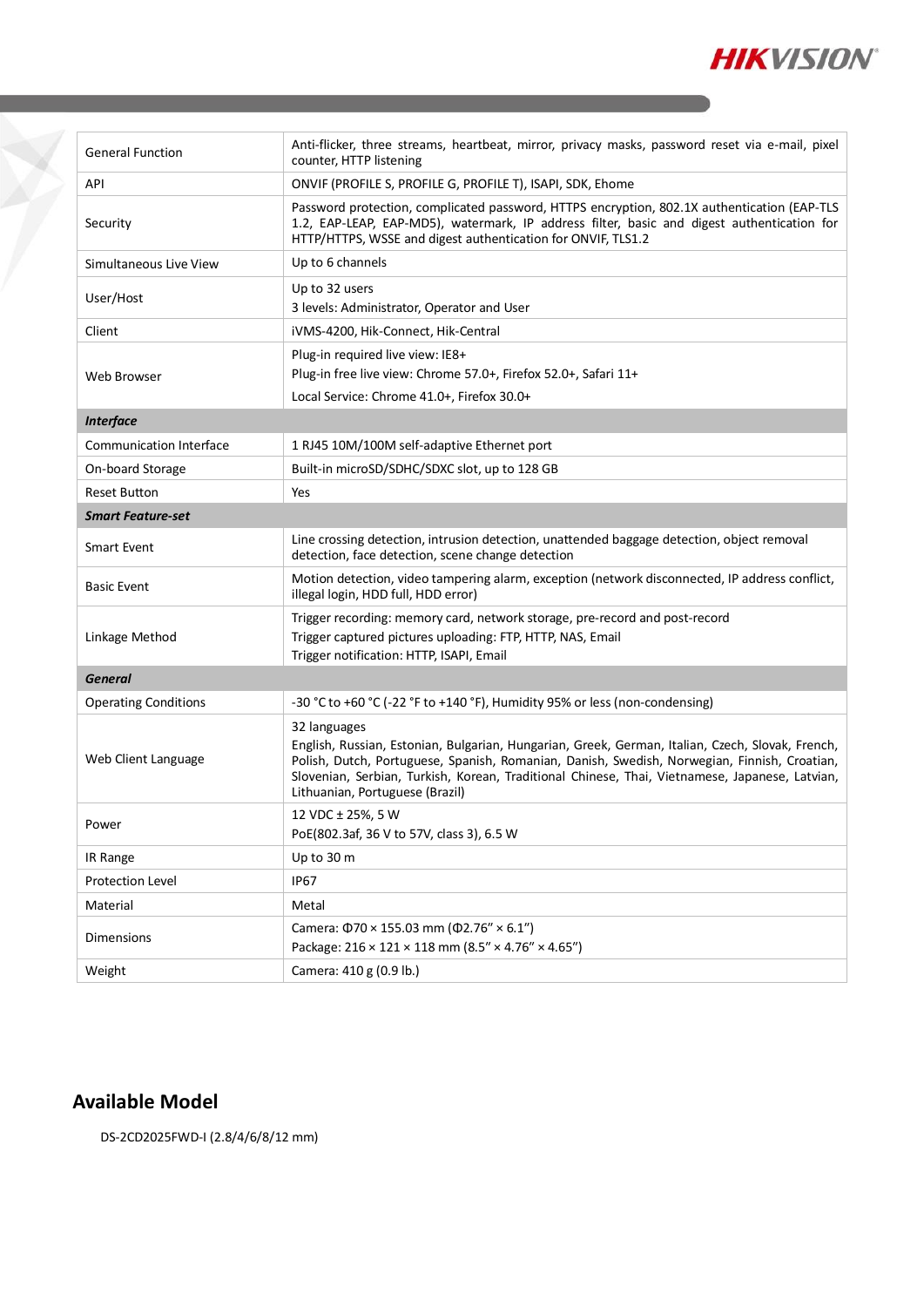| | |
|---|---|
| General Function | Anti-flicker, three streams, heartbeat, mirror, privacy masks, password reset via e-mail, pixel counter, HTTP listening |
| API | ONVIF (PROFILE S, PROFILE G, PROFILE T), ISAPI, SDK, Ehome |
| Security | Password protection, complicated password, HTTPS encryption, 802.1X authentication (EAP-TLS 1.2, EAP-LEAP, EAP-MD5), watermark, IP address filter, basic and digest authentication for HTTP/HTTPS, WSSE and digest authentication for ONVIF, TLS1.2 |
| Simultaneous Live View | Up to 6 channels |
| User/Host | Up to 32 users<br>3 levels: Administrator, Operator and User |
| Client | iVMS-4200, Hik-Connect, Hik-Central |
| Web Browser | Plug-in required live view: IE8+<br>Plug-in free live view: Chrome 57.0+, Firefox 52.0+, Safari 11+<br>Local Service: Chrome 41.0+, Firefox 30.0+ |
| ***Interface*** | |
| Communication Interface | 1 RJ45 10M/100M self-adaptive Ethernet port |
| On-board Storage | Built-in microSD/SDHC/SDXC slot, up to 128 GB |
| Reset Button | Yes |
| ***Smart Feature-set*** | |
| Smart Event | Line crossing detection, intrusion detection, unattended baggage detection, object removal detection, face detection, scene change detection |
| Basic Event | Motion detection, video tampering alarm, exception (network disconnected, IP address conflict, illegal login, HDD full, HDD error) |
| Linkage Method | Trigger recording: memory card, network storage, pre-record and post-record<br>Trigger captured pictures uploading: FTP, HTTP, NAS, Email<br>Trigger notification: HTTP, ISAPI, Email |
| ***General*** | |
| Operating Conditions | -30 °C to +60 °C (-22 °F to +140 °F), Humidity 95% or less (non-condensing) |
| Web Client Language | 32 languages<br>English, Russian, Estonian, Bulgarian, Hungarian, Greek, German, Italian, Czech, Slovak, French, Polish, Dutch, Portuguese, Spanish, Romanian, Danish, Swedish, Norwegian, Finnish, Croatian, Slovenian, Serbian, Turkish, Korean, Traditional Chinese, Thai, Vietnamese, Japanese, Latvian, Lithuanian, Portuguese (Brazil) |
| Power | 12 VDC ± 25%, 5 W<br>PoE(802.3af, 36 V to 57V, class 3), 6.5 W |
| IR Range | Up to 30 m |
| Protection Level | IP67 |
| Material | Metal |
| Dimensions | Camera: Φ70 × 155.03 mm (Φ2.76" × 6.1")<br>Package: 216 × 121 × 118 mm (8.5" × 4.76" × 4.65") |
| Weight | Camera: 410 g (0.9 lb.) |

## Available Model

DS-2CD2025FWD-I (2.8/4/6/8/12 mm)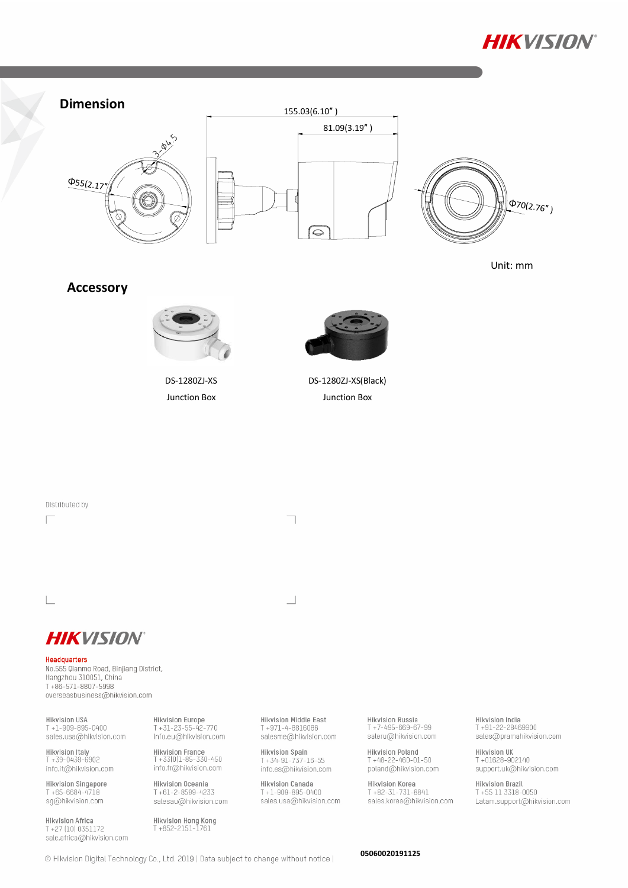## Dimension

155.03(6.10")

81.09(3.19")

3-Φ4.5

Φ55(2.17")

Φ70(2.76")

Unit: mm

## Accessory

DS-1280ZJ-XS

Junction Box

DS-1280ZJ-XS(Black)

Junction Box

Distributed by

**HIKVISION**

**Headquarters**
No.555 Qianmo Road, Binjiang District,
Hangzhou 310051, China
T +86-571-8807-5998
overseasbusiness@hikvision.com

Hikvision USA
T +1-909-895-0400
sales.usa@hikvision.com

Hikvision Europe
T +31-23-55-42-770
info.eu@hikvision.com

Hikvision Middle East
T +971-4-8816086
salesme@hikvision.com

Hikvision Russia
T +7-495-669-67-99
saleru@hikvision.com

Hikvision India
T +91-22-28469900
sales@pramahikvision.com

Hikvision Italy
T +39-0438-6902
info.it@hikvision.com

Hikvision France
T +33(0)1-85-330-450
info.fr@hikvision.com

Hikvision Spain
T +34-91-737-16-55
info.es@hikvision.com

Hikvision Poland
T +48-22-460-01-50
poland@hikvision.com

Hikvision UK
T +01628-902140
support.uk@hikvision.com

Hikvision Singapore
T +65-6684-4718
sg@hikvision.com

Hikvision Oceania
T +61-2-8599-4233
salesau@hikvision.com

Hikvision Canada
T +1-909-895-0400
sales.usa@hikvision.com

Hikvision Korea
T +82-31-731-8841
sales.korea@hikvision.com

Hikvision Brazil
T +55 11 3318-0050
Latam.support@hikvision.com

Hikvision Africa
T +27 (10) 0351172
sale.africa@hikvision.com

Hikvision Hong Kong
T +852-2151-1761

© Hikvision Digital Technology Co., Ltd. 2019 | Data subject to change without notice |

05060020191125